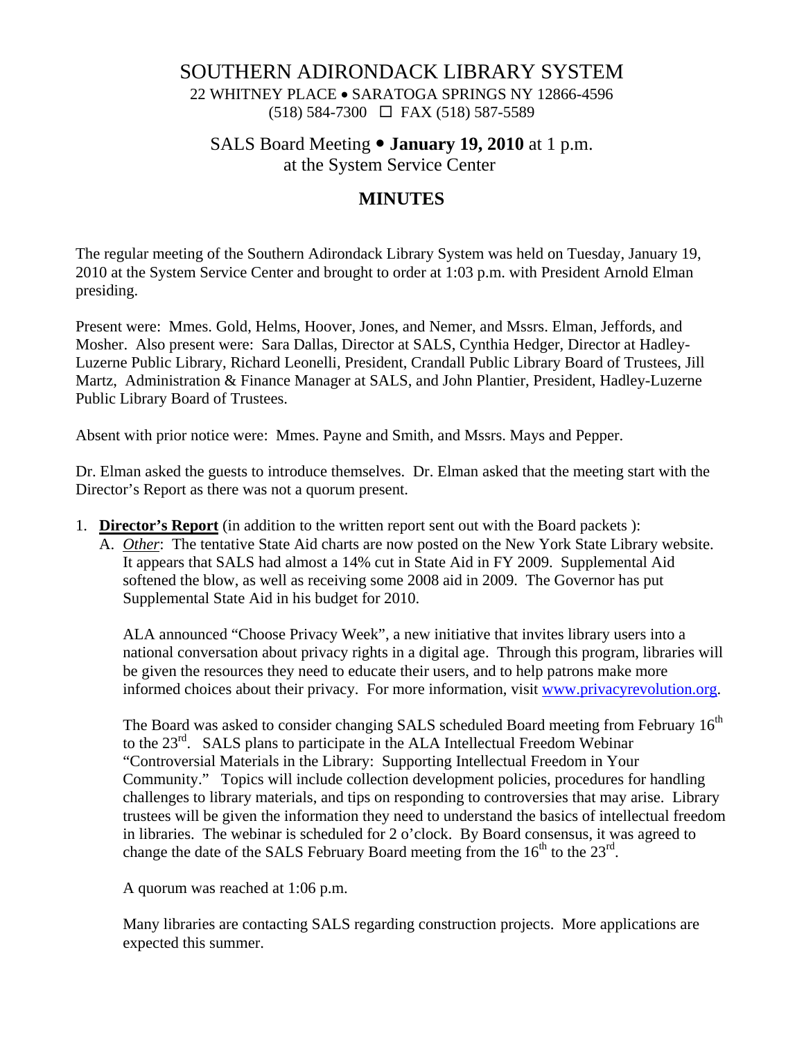# SOUTHERN ADIRONDACK LIBRARY SYSTEM

22 WHITNEY PLACE • SARATOGA SPRINGS NY 12866-4596
(518) 584-7300 ☐ FAX (518) 587-5589

## SALS Board Meeting • **January 19, 2010** at 1 p.m.
## at the System Service Center

## MINUTES

The regular meeting of the Southern Adirondack Library System was held on Tuesday, January 19, 2010 at the System Service Center and brought to order at 1:03 p.m. with President Arnold Elman presiding.

Present were: Mmes. Gold, Helms, Hoover, Jones, and Nemer, and Mssrs. Elman, Jeffords, and Mosher. Also present were: Sara Dallas, Director at SALS, Cynthia Hedger, Director at Hadley-Luzerne Public Library, Richard Leonelli, President, Crandall Public Library Board of Trustees, Jill Martz, Administration & Finance Manager at SALS, and John Plantier, President, Hadley-Luzerne Public Library Board of Trustees.

Absent with prior notice were: Mmes. Payne and Smith, and Mssrs. Mays and Pepper.

Dr. Elman asked the guests to introduce themselves. Dr. Elman asked that the meeting start with the Director's Report as there was not a quorum present.

1. **Director's Report** (in addition to the written report sent out with the Board packets ):
   A. *Other*: The tentative State Aid charts are now posted on the New York State Library website. It appears that SALS had almost a 14% cut in State Aid in FY 2009. Supplemental Aid softened the blow, as well as receiving some 2008 aid in 2009. The Governor has put Supplemental State Aid in his budget for 2010.

   ALA announced "Choose Privacy Week", a new initiative that invites library users into a national conversation about privacy rights in a digital age. Through this program, libraries will be given the resources they need to educate their users, and to help patrons make more informed choices about their privacy. For more information, visit www.privacyrevolution.org.

   The Board was asked to consider changing SALS scheduled Board meeting from February 16th to the 23rd. SALS plans to participate in the ALA Intellectual Freedom Webinar "Controversial Materials in the Library: Supporting Intellectual Freedom in Your Community." Topics will include collection development policies, procedures for handling challenges to library materials, and tips on responding to controversies that may arise. Library trustees will be given the information they need to understand the basics of intellectual freedom in libraries. The webinar is scheduled for 2 o'clock. By Board consensus, it was agreed to change the date of the SALS February Board meeting from the 16th to the 23rd.

   A quorum was reached at 1:06 p.m.

   Many libraries are contacting SALS regarding construction projects. More applications are expected this summer.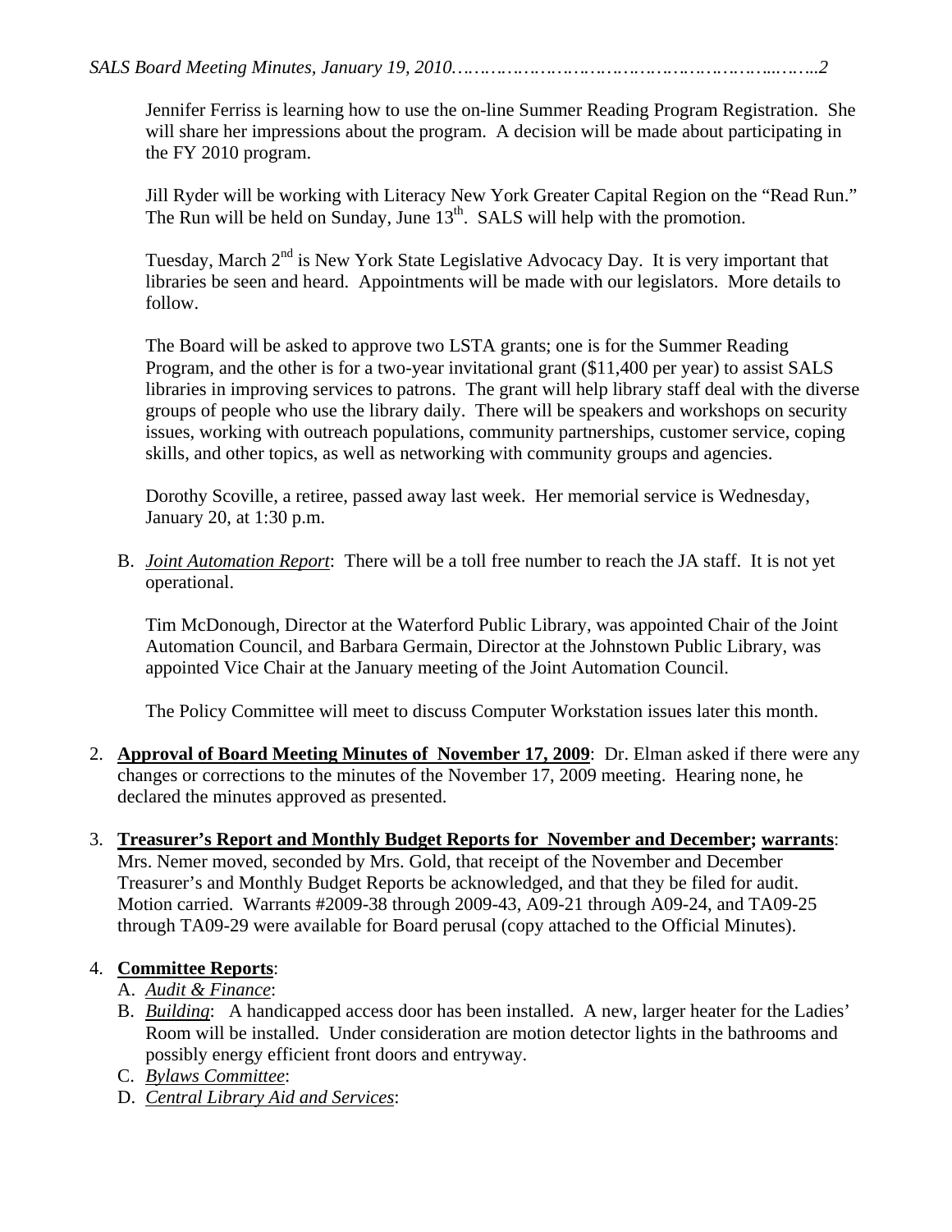Jennifer Ferriss is learning how to use the on-line Summer Reading Program Registration. She will share her impressions about the program. A decision will be made about participating in the FY 2010 program.

Jill Ryder will be working with Literacy New York Greater Capital Region on the "Read Run." The Run will be held on Sunday, June 13th. SALS will help with the promotion.

Tuesday, March 2nd is New York State Legislative Advocacy Day. It is very important that libraries be seen and heard. Appointments will be made with our legislators. More details to follow.

The Board will be asked to approve two LSTA grants; one is for the Summer Reading Program, and the other is for a two-year invitational grant ($11,400 per year) to assist SALS libraries in improving services to patrons. The grant will help library staff deal with the diverse groups of people who use the library daily. There will be speakers and workshops on security issues, working with outreach populations, community partnerships, customer service, coping skills, and other topics, as well as networking with community groups and agencies.

Dorothy Scoville, a retiree, passed away last week. Her memorial service is Wednesday, January 20, at 1:30 p.m.

B. *Joint Automation Report*: There will be a toll free number to reach the JA staff. It is not yet operational.

Tim McDonough, Director at the Waterford Public Library, was appointed Chair of the Joint Automation Council, and Barbara Germain, Director at the Johnstown Public Library, was appointed Vice Chair at the January meeting of the Joint Automation Council.

The Policy Committee will meet to discuss Computer Workstation issues later this month.

2. **Approval of Board Meeting Minutes of November 17, 2009**: Dr. Elman asked if there were any changes or corrections to the minutes of the November 17, 2009 meeting. Hearing none, he declared the minutes approved as presented.

3. **Treasurer's Report and Monthly Budget Reports for November and December; warrants**: Mrs. Nemer moved, seconded by Mrs. Gold, that receipt of the November and December Treasurer's and Monthly Budget Reports be acknowledged, and that they be filed for audit. Motion carried. Warrants #2009-38 through 2009-43, A09-21 through A09-24, and TA09-25 through TA09-29 were available for Board perusal (copy attached to the Official Minutes).

4. **Committee Reports**:
   A. *Audit & Finance*:
   B. *Building*: A handicapped access door has been installed. A new, larger heater for the Ladies' Room will be installed. Under consideration are motion detector lights in the bathrooms and possibly energy efficient front doors and entryway.
   C. *Bylaws Committee*:
   D. *Central Library Aid and Services*: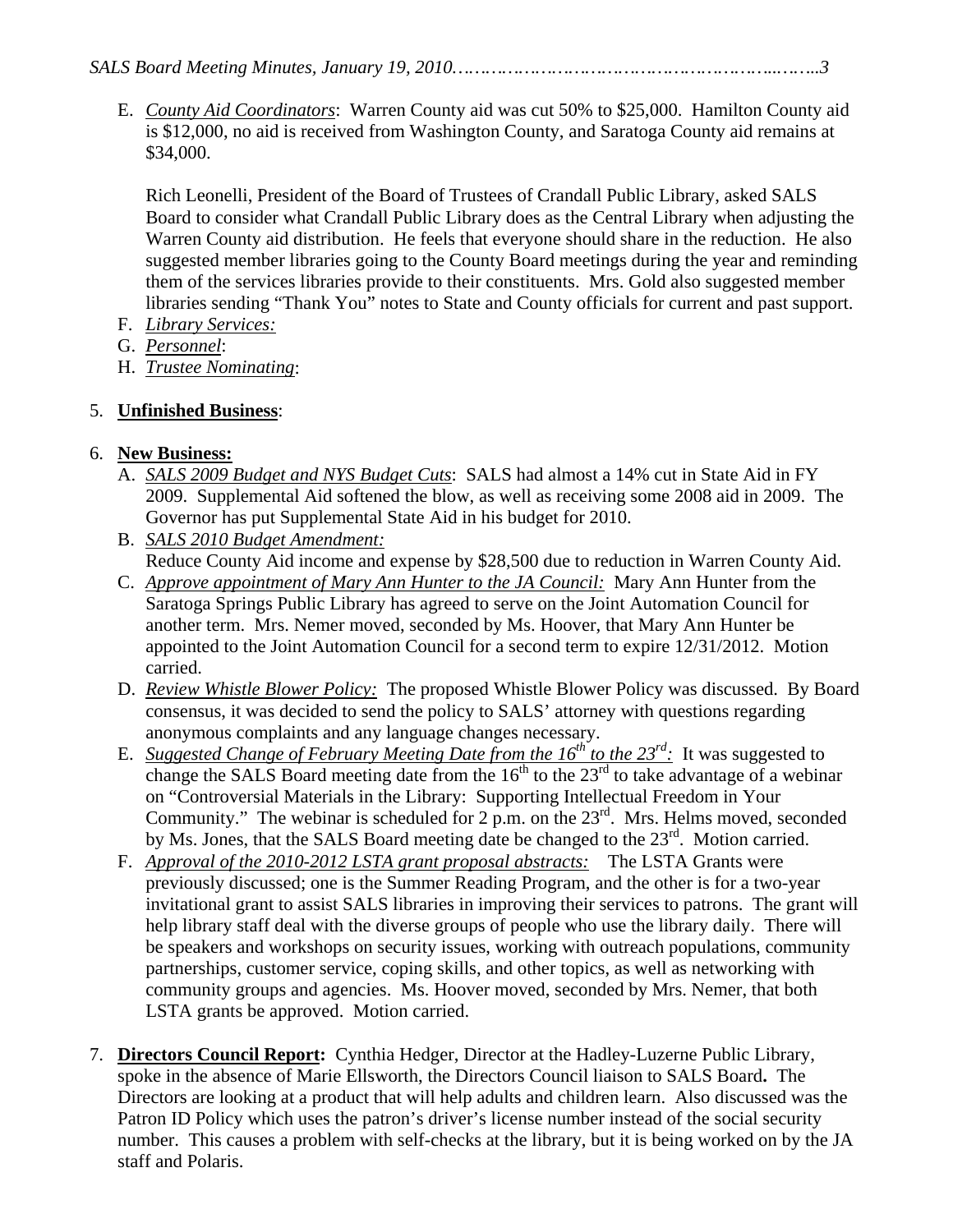E. *County Aid Coordinators*: Warren County aid was cut 50% to $25,000. Hamilton County aid is $12,000, no aid is received from Washington County, and Saratoga County aid remains at $34,000.

   Rich Leonelli, President of the Board of Trustees of Crandall Public Library, asked SALS Board to consider what Crandall Public Library does as the Central Library when adjusting the Warren County aid distribution. He feels that everyone should share in the reduction. He also suggested member libraries going to the County Board meetings during the year and reminding them of the services libraries provide to their constituents. Mrs. Gold also suggested member libraries sending "Thank You" notes to State and County officials for current and past support.

F. *Library Services:*
G. *Personnel*:
H. *Trustee Nominating*:

5. **Unfinished Business**:

6. **New Business:**
   A. *SALS 2009 Budget and NYS Budget Cuts*: SALS had almost a 14% cut in State Aid in FY 2009. Supplemental Aid softened the blow, as well as receiving some 2008 aid in 2009. The Governor has put Supplemental State Aid in his budget for 2010.
   B. *SALS 2010 Budget Amendment:*
      Reduce County Aid income and expense by $28,500 due to reduction in Warren County Aid.
   C. *Approve appointment of Mary Ann Hunter to the JA Council:* Mary Ann Hunter from the Saratoga Springs Public Library has agreed to serve on the Joint Automation Council for another term. Mrs. Nemer moved, seconded by Ms. Hoover, that Mary Ann Hunter be appointed to the Joint Automation Council for a second term to expire 12/31/2012. Motion carried.
   D. *Review Whistle Blower Policy:* The proposed Whistle Blower Policy was discussed. By Board consensus, it was decided to send the policy to SALS' attorney with questions regarding anonymous complaints and any language changes necessary.
   E. *Suggested Change of February Meeting Date from the 16th to the 23rd:* It was suggested to change the SALS Board meeting date from the 16th to the 23rd to take advantage of a webinar on "Controversial Materials in the Library: Supporting Intellectual Freedom in Your Community." The webinar is scheduled for 2 p.m. on the 23rd. Mrs. Helms moved, seconded by Ms. Jones, that the SALS Board meeting date be changed to the 23rd. Motion carried.
   F. *Approval of the 2010-2012 LSTA grant proposal abstracts:* The LSTA Grants were previously discussed; one is the Summer Reading Program, and the other is for a two-year invitational grant to assist SALS libraries in improving their services to patrons. The grant will help library staff deal with the diverse groups of people who use the library daily. There will be speakers and workshops on security issues, working with outreach populations, community partnerships, customer service, coping skills, and other topics, as well as networking with community groups and agencies. Ms. Hoover moved, seconded by Mrs. Nemer, that both LSTA grants be approved. Motion carried.

7. **Directors Council Report:** Cynthia Hedger, Director at the Hadley-Luzerne Public Library, spoke in the absence of Marie Ellsworth, the Directors Council liaison to SALS Board**.** The Directors are looking at a product that will help adults and children learn. Also discussed was the Patron ID Policy which uses the patron's driver's license number instead of the social security number. This causes a problem with self-checks at the library, but it is being worked on by the JA staff and Polaris.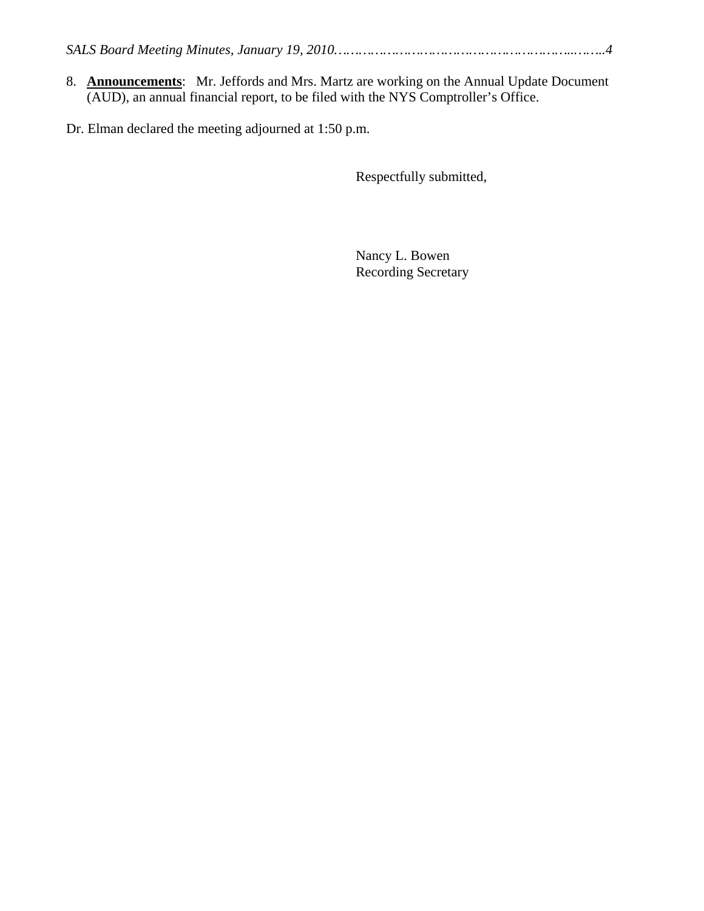8. **Announcements**: Mr. Jeffords and Mrs. Martz are working on the Annual Update Document (AUD), an annual financial report, to be filed with the NYS Comptroller's Office.

Dr. Elman declared the meeting adjourned at 1:50 p.m.

Respectfully submitted,

Nancy L. Bowen
Recording Secretary